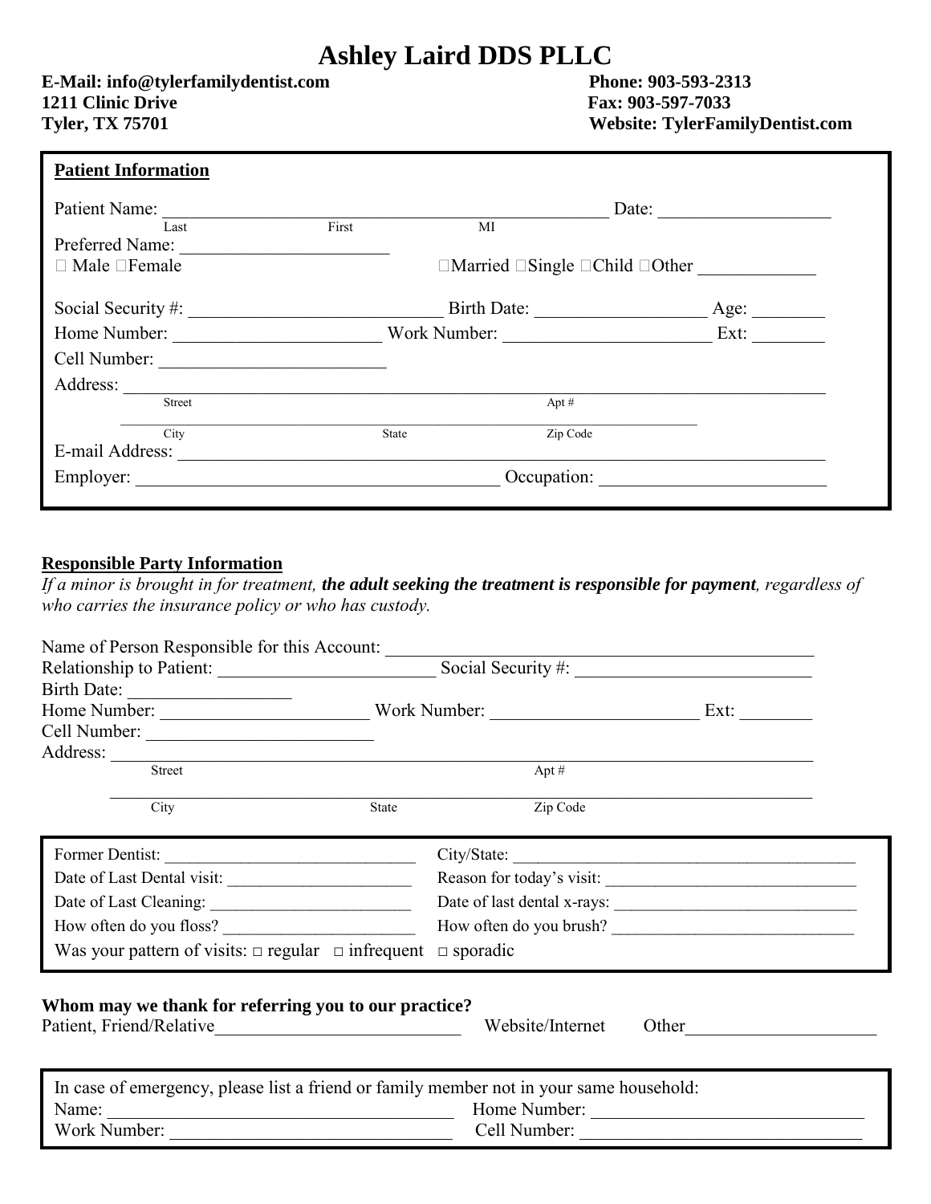# Ashley Laird DDS PLLC

**E-Mail: info@tylerfamilydentist.com**
**1211 Clinic Drive**
**Tyler, TX 75701**

**Phone: 903-593-2313**
**Fax: 903-597-7033**
**Website: TylerFamilyDentist.com**

**Patient Information**

Patient Name: ______________________________________________ Date: __________________
Last First MI

Preferred Name: ______________________

☐ Male ☐Female

☐Married ☐Single ☐Child ☐Other ____________

Social Security #: ___________________________ Birth Date: __________________ Age: ________

Home Number: ______________________ Work Number: ______________________ Ext: ________

Cell Number: ________________________

Address: ______________________________________________________________________
Street Apt #

______________________________________________________________________
City State Zip Code

E-mail Address: ______________________________________________________________________

Employer: ________________________________________ Occupation: ________________________

**Responsible Party Information**

*If a minor is brought in for treatment, **the adult seeking the treatment is responsible for payment**, regardless of who carries the insurance policy or who has custody.*

Name of Person Responsible for this Account: _____________________________________________

Relationship to Patient: ________________________ Social Security #: __________________________

Birth Date: _________________

Home Number: ______________________ Work Number: ______________________ Ext: ________

Cell Number: ________________________

Address: ______________________________________________________________________
Street Apt #

______________________________________________________________________
City State Zip Code

Former Dentist: ____________________________ City/State: ________________________________________

Date of Last Dental visit: _____________________ Reason for today's visit: ____________________________

Date of Last Cleaning: ________________________ Date of last dental x-rays: ___________________________

How often do you floss? _______________________ How often do you brush? ___________________________

Was your pattern of visits: □ regular □ infrequent □ sporadic

**Whom may we thank for referring you to our practice?**

Patient, Friend/Relative___________________________ Website/Internet Other_____________________

In case of emergency, please list a friend or family member not in your same household:

Name: _______________________________________ Home Number: ______________________________

Work Number: _______________________________ Cell Number: _______________________________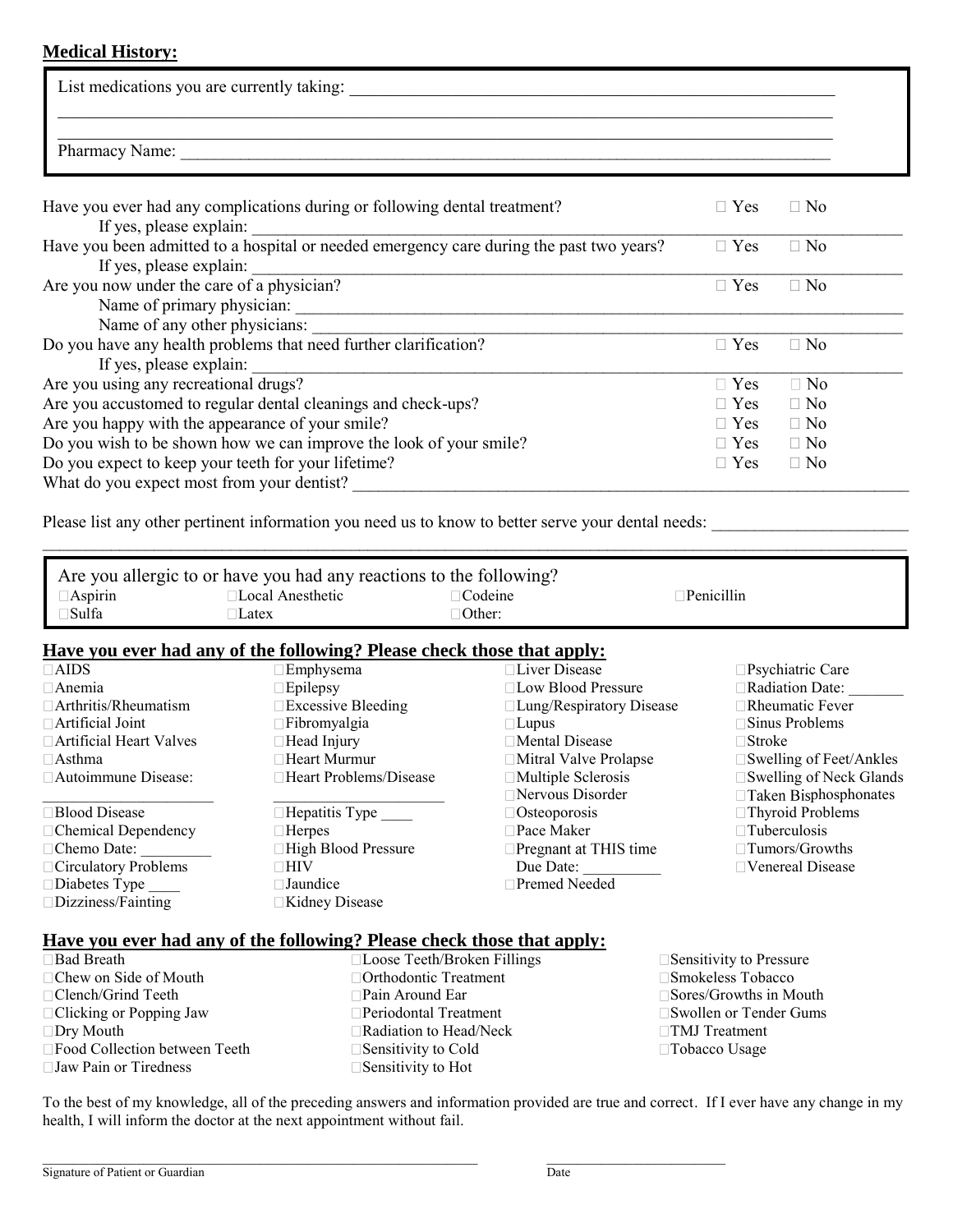## Medical History:

List medications you are currently taking: ______________________________________________

______________________________________________

______________________________________________

Pharmacy Name: ______________________________________________

Have you ever had any complications during or following dental treatment? ☐ Yes ☐ No

If yes, please explain: ______________________________________________

Have you been admitted to a hospital or needed emergency care during the past two years? ☐ Yes ☐ No

If yes, please explain: ______________________________________________

Are you now under the care of a physician? ☐ Yes ☐ No

Name of primary physician: ______________________________________________

Name of any other physicians: ______________________________________________

Do you have any health problems that need further clarification? ☐ Yes ☐ No

If yes, please explain: ______________________________________________

Are you using any recreational drugs? ☐ Yes ☐ No

Are you accustomed to regular dental cleanings and check-ups? ☐ Yes ☐ No

Are you happy with the appearance of your smile? ☐ Yes ☐ No

Do you wish to be shown how we can improve the look of your smile? ☐ Yes ☐ No

Do you expect to keep your teeth for your lifetime? ☐ Yes ☐ No

What do you expect most from your dentist? ______________________________________________

Please list any other pertinent information you need us to know to better serve your dental needs: ______________________________________________

______________________________________________

Are you allergic to or have you had any reactions to the following?

| | | | |
|---|---|---|---|
| ☐Aspirin | ☐Local Anesthetic | ☐Codeine | ☐Penicillin |
| ☐Sulfa | ☐Latex | ☐Other: | |

### Have you ever had any of the following? Please check those that apply:

| | | | |
|---|---|---|---|
| ☐AIDS | ☐Emphysema | ☐Liver Disease | ☐Psychiatric Care |
| ☐Anemia | ☐Epilepsy | ☐Low Blood Pressure | ☐Radiation Date: _______ |
| ☐Arthritis/Rheumatism | ☐Excessive Bleeding | ☐Lung/Respiratory Disease | ☐Rheumatic Fever |
| ☐Artificial Joint | ☐Fibromyalgia | ☐Lupus | ☐Sinus Problems |
| ☐Artificial Heart Valves | ☐Head Injury | ☐Mental Disease | ☐Stroke |
| ☐Asthma | ☐Heart Murmur | ☐Mitral Valve Prolapse | ☐Swelling of Feet/Ankles |
| ☐Autoimmune Disease: | ☐Heart Problems/Disease | ☐Multiple Sclerosis | ☐Swelling of Neck Glands |
| ______________________ | ______________________ | ☐Nervous Disorder | ☐Taken Bisphosphonates |
| ☐Blood Disease | ☐Hepatitis Type ____ | ☐Osteoporosis | ☐Thyroid Problems |
| ☐Chemical Dependency | ☐Herpes | ☐Pace Maker | ☐Tuberculosis |
| ☐Chemo Date: _________ | ☐High Blood Pressure | ☐Pregnant at THIS time | ☐Tumors/Growths |
| ☐Circulatory Problems | ☐HIV | Due Date: __________ | ☐Venereal Disease |
| ☐Diabetes Type ____ | ☐Jaundice | ☐Premed Needed | |
| ☐Dizziness/Fainting | ☐Kidney Disease | | |

### Have you ever had any of the following? Please check those that apply:

| | | |
|---|---|---|
| ☐Bad Breath | ☐Loose Teeth/Broken Fillings | ☐Sensitivity to Pressure |
| ☐Chew on Side of Mouth | ☐Orthodontic Treatment | ☐Smokeless Tobacco |
| ☐Clench/Grind Teeth | ☐Pain Around Ear | ☐Sores/Growths in Mouth |
| ☐Clicking or Popping Jaw | ☐Periodontal Treatment | ☐Swollen or Tender Gums |
| ☐Dry Mouth | ☐Radiation to Head/Neck | ☐TMJ Treatment |
| ☐Food Collection between Teeth | ☐Sensitivity to Cold | ☐Tobacco Usage |
| ☐Jaw Pain or Tiredness | ☐Sensitivity to Hot | |

To the best of my knowledge, all of the preceding answers and information provided are true and correct. If I ever have any change in my health, I will inform the doctor at the next appointment without fail.

______________________________________________ ______________________

Signature of Patient or Guardian Date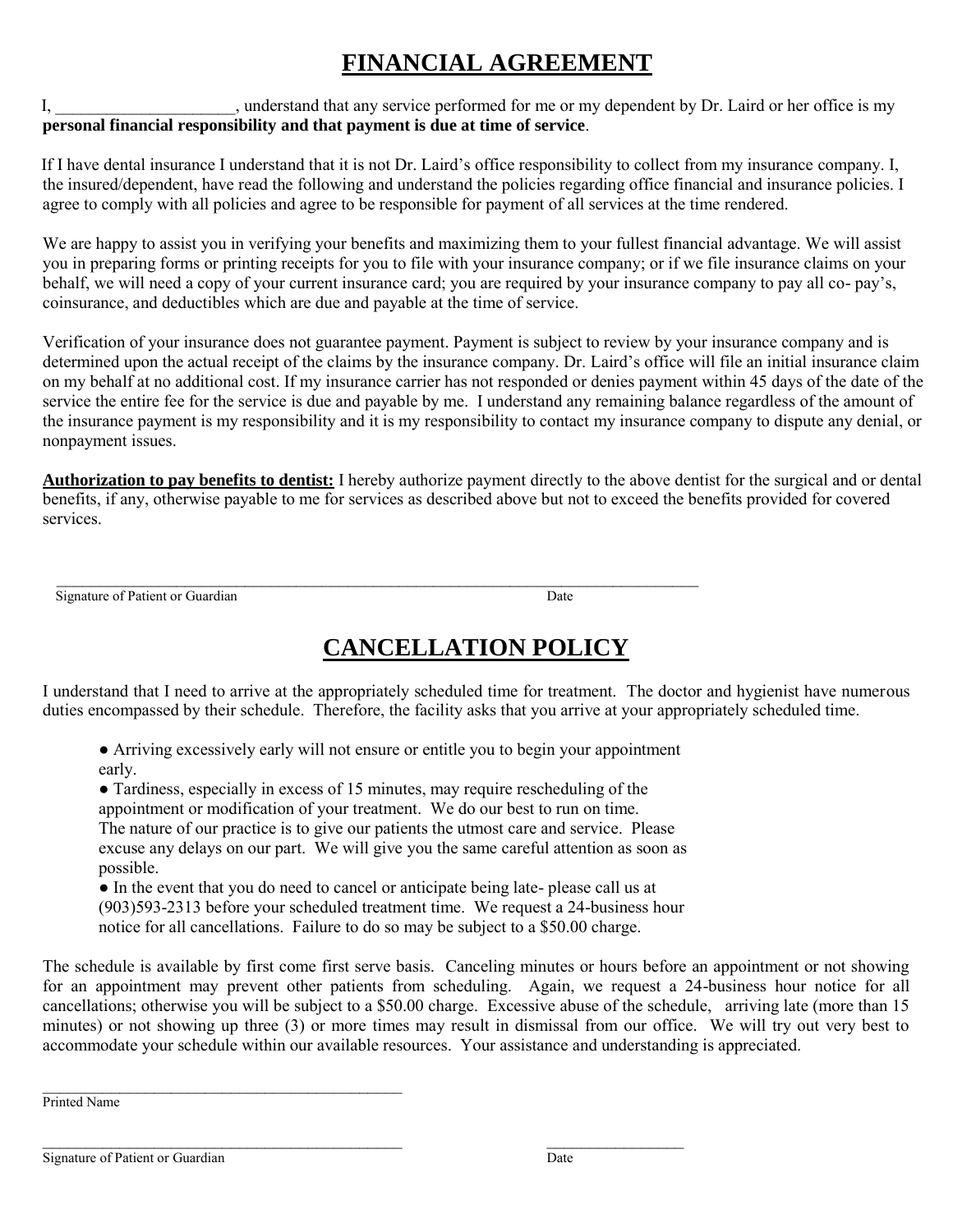# FINANCIAL AGREEMENT

I, _____________________, understand that any service performed for me or my dependent by Dr. Laird or her office is my **personal financial responsibility and that payment is due at time of service**.

If I have dental insurance I understand that it is not Dr. Laird's office responsibility to collect from my insurance company. I, the insured/dependent, have read the following and understand the policies regarding office financial and insurance policies. I agree to comply with all policies and agree to be responsible for payment of all services at the time rendered.

We are happy to assist you in verifying your benefits and maximizing them to your fullest financial advantage. We will assist you in preparing forms or printing receipts for you to file with your insurance company; or if we file insurance claims on your behalf, we will need a copy of your current insurance card; you are required by your insurance company to pay all co- pay's, coinsurance, and deductibles which are due and payable at the time of service.

Verification of your insurance does not guarantee payment. Payment is subject to review by your insurance company and is determined upon the actual receipt of the claims by the insurance company. Dr. Laird's office will file an initial insurance claim on my behalf at no additional cost. If my insurance carrier has not responded or denies payment within 45 days of the date of the service the entire fee for the service is due and payable by me. I understand any remaining balance regardless of the amount of the insurance payment is my responsibility and it is my responsibility to contact my insurance company to dispute any denial, or nonpayment issues.

**Authorization to pay benefits to dentist:** I hereby authorize payment directly to the above dentist for the surgical and or dental benefits, if any, otherwise payable to me for services as described above but not to exceed the benefits provided for covered services.

_______________________________________________________________________________________

Signature of Patient or Guardian                                                                                     Date

# CANCELLATION POLICY

I understand that I need to arrive at the appropriately scheduled time for treatment. The doctor and hygienist have numerous duties encompassed by their schedule. Therefore, the facility asks that you arrive at your appropriately scheduled time.

- Arriving excessively early will not ensure or entitle you to begin your appointment early.
- Tardiness, especially in excess of 15 minutes, may require rescheduling of the appointment or modification of your treatment. We do our best to run on time. The nature of our practice is to give our patients the utmost care and service. Please excuse any delays on our part. We will give you the same careful attention as soon as possible.
- In the event that you do need to cancel or anticipate being late- please call us at (903)593-2313 before your scheduled treatment time. We request a 24-business hour notice for all cancellations. Failure to do so may be subject to a $50.00 charge.

The schedule is available by first come first serve basis. Canceling minutes or hours before an appointment or not showing for an appointment may prevent other patients from scheduling. Again, we request a 24-business hour notice for all cancellations; otherwise you will be subject to a $50.00 charge. Excessive abuse of the schedule, arriving late (more than 15 minutes) or not showing up three (3) or more times may result in dismissal from our office. We will try out very best to accommodate your schedule within our available resources. Your assistance and understanding is appreciated.

_______________________________________________

Printed Name

_______________________________________________                    ___________________

Signature of Patient or Guardian                                                                 Date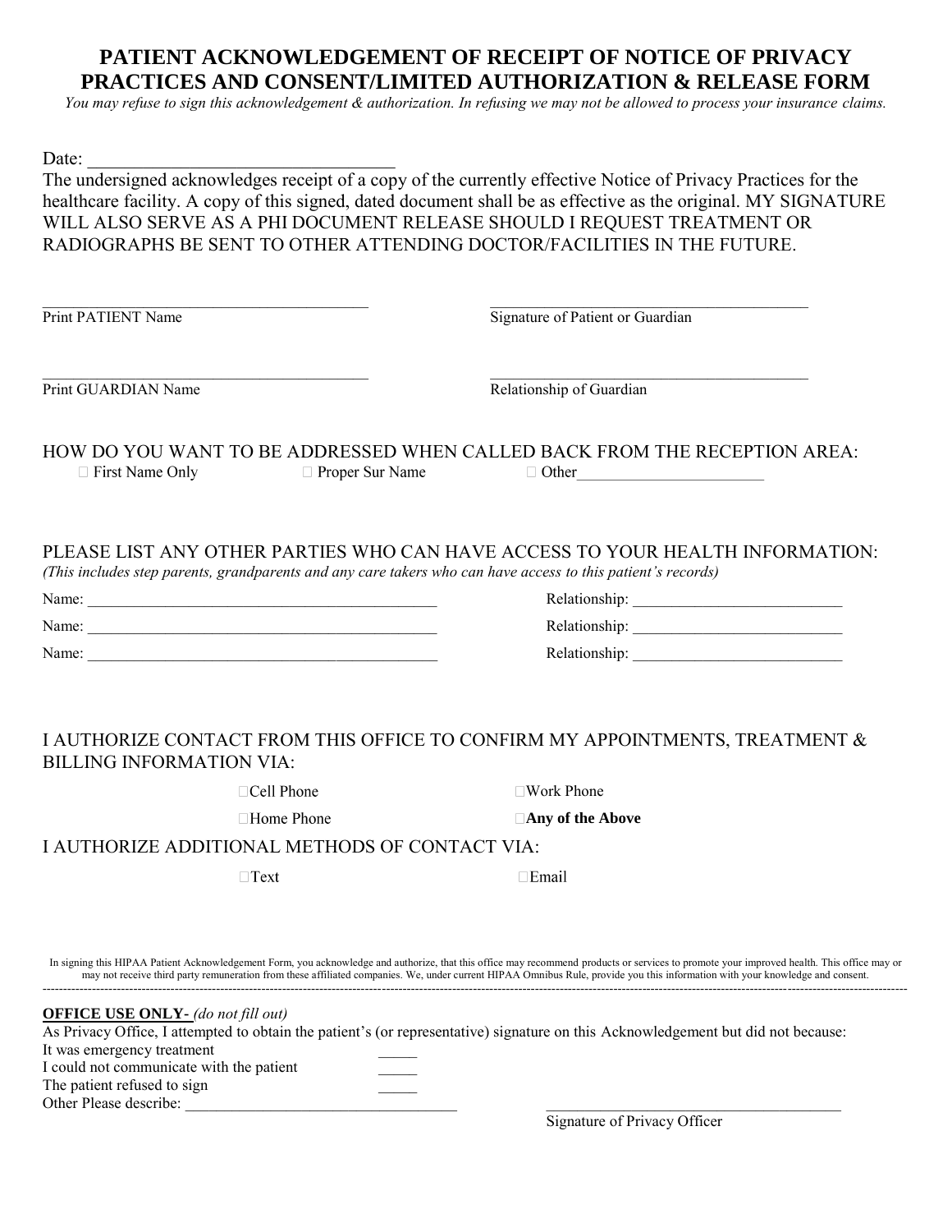# PATIENT ACKNOWLEDGEMENT OF RECEIPT OF NOTICE OF PRIVACY PRACTICES AND CONSENT/LIMITED AUTHORIZATION & RELEASE FORM

*You may refuse to sign this acknowledgement & authorization. In refusing we may not be allowed to process your insurance claims.*

Date: ________________________________

The undersigned acknowledges receipt of a copy of the currently effective Notice of Privacy Practices for the healthcare facility. A copy of this signed, dated document shall be as effective as the original. MY SIGNATURE WILL ALSO SERVE AS A PHI DOCUMENT RELEASE SHOULD I REQUEST TREATMENT OR RADIOGRAPHS BE SENT TO OTHER ATTENDING DOCTOR/FACILITIES IN THE FUTURE.

______________________________________ ______________________________________
Print PATIENT Name Signature of Patient or Guardian

______________________________________ ______________________________________
Print GUARDIAN Name Relationship of Guardian

HOW DO YOU WANT TO BE ADDRESSED WHEN CALLED BACK FROM THE RECEPTION AREA:

☐ First Name Only ☐ Proper Sur Name ☐ Other_______________________

PLEASE LIST ANY OTHER PARTIES WHO CAN HAVE ACCESS TO YOUR HEALTH INFORMATION:

*(This includes step parents, grandparents and any care takers who can have access to this patient's records)*

Name: ____________________________________________ Relationship: __________________________

Name: ____________________________________________ Relationship: __________________________

Name: ____________________________________________ Relationship: __________________________

I AUTHORIZE CONTACT FROM THIS OFFICE TO CONFIRM MY APPOINTMENTS, TREATMENT & BILLING INFORMATION VIA:

☐Cell Phone ☐Work Phone

☐Home Phone ☐**Any of the Above**

I AUTHORIZE ADDITIONAL METHODS OF CONTACT VIA:

☐Text ☐Email

In signing this HIPAA Patient Acknowledgement Form, you acknowledge and authorize, that this office may recommend products or services to promote your improved health. This office may or may not receive third party remuneration from these affiliated companies. We, under current HIPAA Omnibus Rule, provide you this information with your knowledge and consent.

---

**OFFICE USE ONLY-** *(do not fill out)*

As Privacy Office, I attempted to obtain the patient's (or representative) signature on this Acknowledgement but did not because:

It was emergency treatment _____
I could not communicate with the patient _____
The patient refused to sign _____
Other Please describe: ________________________________

______________________________________
Signature of Privacy Officer